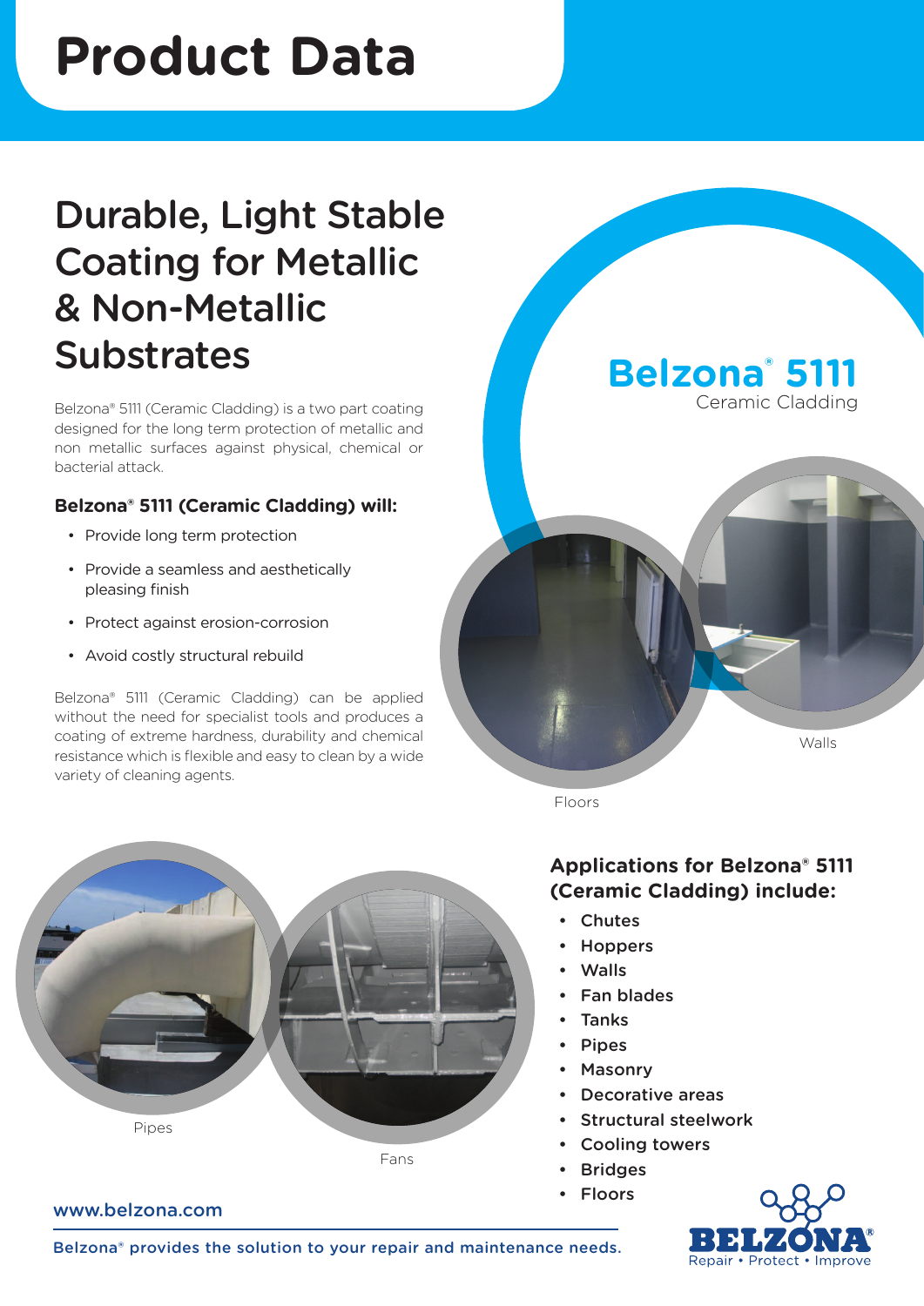# Product Data

## Durable, Light Stable Coating for Metallic & Non-Metallic Substrates

Belzona® 5111 (Ceramic Cladding) is a two part coating designed for the long term protection of metallic and non metallic surfaces against physical, chemical or bacterial attack.

### Belzona® 5111 (Ceramic Cladding) will:

- Provide long term protection
- Provide a seamless and aesthetically pleasing finish
- Protect against erosion-corrosion
- Avoid costly structural rebuild

Belzona® 5111 (Ceramic Cladding) can be applied without the need for specialist tools and produces a coating of extreme hardness, durability and chemical resistance which is flexible and easy to clean by a wide variety of cleaning agents.

**Belzona® 5111**
Ceramic Cladding

Walls

Floors

Pipes

Fans

### Applications for Belzona® 5111 (Ceramic Cladding) include:

- Chutes
- Hoppers
- Walls
- Fan blades
- Tanks
- Pipes
- Masonry
- Decorative areas
- Structural steelwork
- Cooling towers
- Bridges
- Floors

www.belzona.com

Belzona® provides the solution to your repair and maintenance needs.

BELZONA®
Repair • Protect • Improve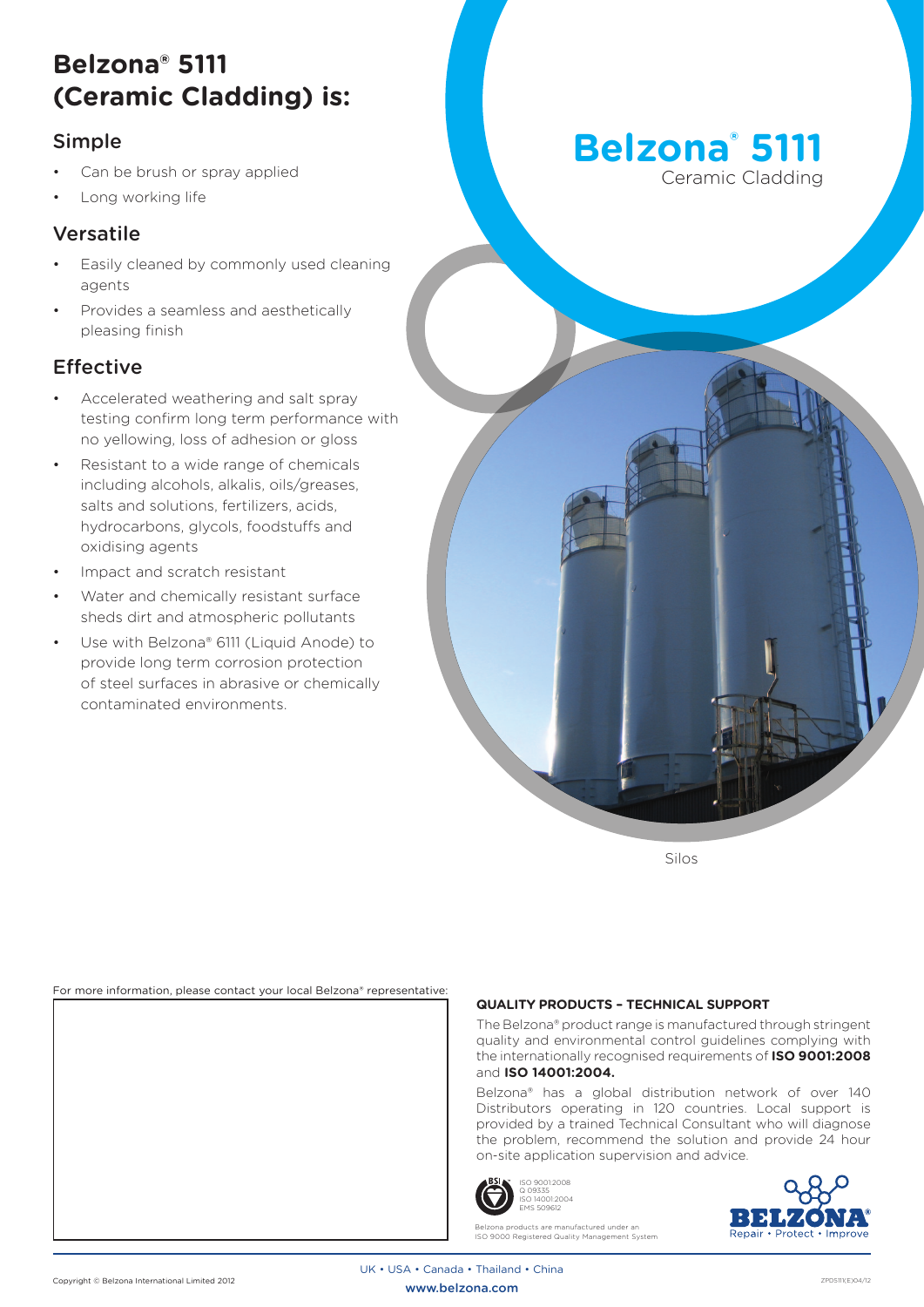# Belzona® 5111 (Ceramic Cladding) is:

## Simple

- Can be brush or spray applied
- Long working life

## Versatile

- Easily cleaned by commonly used cleaning agents
- Provides a seamless and aesthetically pleasing finish

## Effective

- Accelerated weathering and salt spray testing confirm long term performance with no yellowing, loss of adhesion or gloss
- Resistant to a wide range of chemicals including alcohols, alkalis, oils/greases, salts and solutions, fertilizers, acids, hydrocarbons, glycols, foodstuffs and oxidising agents
- Impact and scratch resistant
- Water and chemically resistant surface sheds dirt and atmospheric pollutants
- Use with Belzona® 6111 (Liquid Anode) to provide long term corrosion protection of steel surfaces in abrasive or chemically contaminated environments.

**Belzona® 5111**
Ceramic Cladding

Silos

For more information, please contact your local Belzona® representative:

### QUALITY PRODUCTS – TECHNICAL SUPPORT

The Belzona® product range is manufactured through stringent quality and environmental control guidelines complying with the internationally recognised requirements of **ISO 9001:2008** and **ISO 14001:2004.**

Belzona® has a global distribution network of over 140 Distributors operating in 120 countries. Local support is provided by a trained Technical Consultant who will diagnose the problem, recommend the solution and provide 24 hour on-site application supervision and advice.

ISO 9001:2008
Q 09335
ISO 14001:2004
EMS 509612

Belzona products are manufactured under an ISO 9000 Registered Quality Management System

BELZONA®
Repair • Protect • Improve

UK • USA • Canada • Thailand • China

www.belzona.com

Copyright © Belzona International Limited 2012

ZPDS111(E)04/12